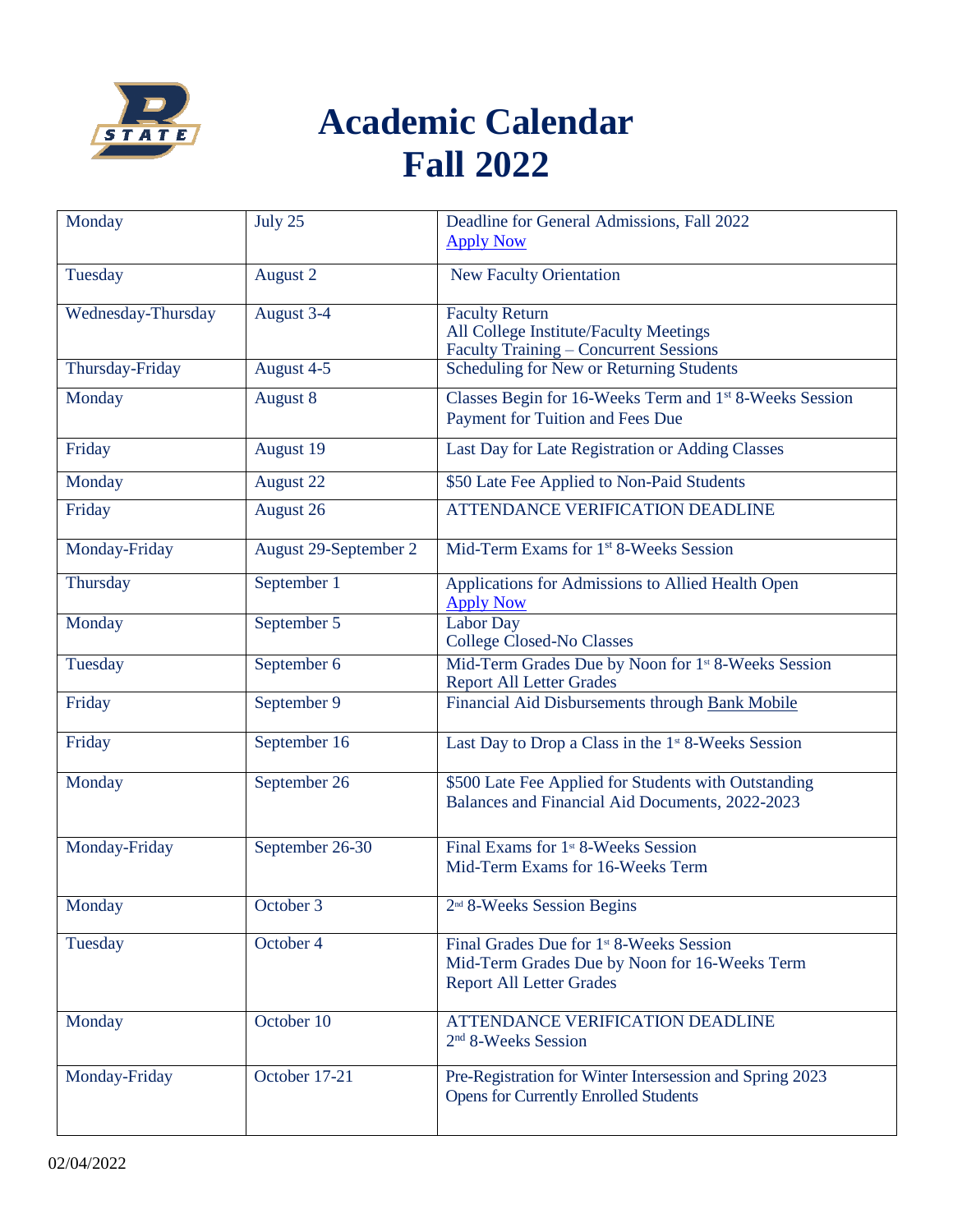# Academic Calendar
# Fall 2022

| | | |
|---|---|---|
| Monday | July 25 | Deadline for General Admissions, Fall 2022<br>Apply Now |
| Tuesday | August 2 | New Faculty Orientation |
| Wednesday-Thursday | August 3-4 | Faculty Return<br>All College Institute/Faculty Meetings<br>Faculty Training – Concurrent Sessions |
| Thursday-Friday | August 4-5 | Scheduling for New or Returning Students |
| Monday | August 8 | Classes Begin for 16-Weeks Term and 1st 8-Weeks Session<br>Payment for Tuition and Fees Due |
| Friday | August 19 | Last Day for Late Registration or Adding Classes |
| Monday | August 22 | $50 Late Fee Applied to Non-Paid Students |
| Friday | August 26 | ATTENDANCE VERIFICATION DEADLINE |
| Monday-Friday | August 29-September 2 | Mid-Term Exams for 1st 8-Weeks Session |
| Thursday | September 1 | Applications for Admissions to Allied Health Open<br>Apply Now |
| Monday | September 5 | Labor Day<br>College Closed-No Classes |
| Tuesday | September 6 | Mid-Term Grades Due by Noon for 1st 8-Weeks Session<br>Report All Letter Grades |
| Friday | September 9 | Financial Aid Disbursements through Bank Mobile |
| Friday | September 16 | Last Day to Drop a Class in the 1st 8-Weeks Session |
| Monday | September 26 | $500 Late Fee Applied for Students with Outstanding Balances and Financial Aid Documents, 2022-2023 |
| Monday-Friday | September 26-30 | Final Exams for 1st 8-Weeks Session<br>Mid-Term Exams for 16-Weeks Term |
| Monday | October 3 | 2nd 8-Weeks Session Begins |
| Tuesday | October 4 | Final Grades Due for 1st 8-Weeks Session<br>Mid-Term Grades Due by Noon for 16-Weeks Term<br>Report All Letter Grades |
| Monday | October 10 | ATTENDANCE VERIFICATION DEADLINE<br>2nd 8-Weeks Session |
| Monday-Friday | October 17-21 | Pre-Registration for Winter Intersession and Spring 2023 Opens for Currently Enrolled Students |

02/04/2022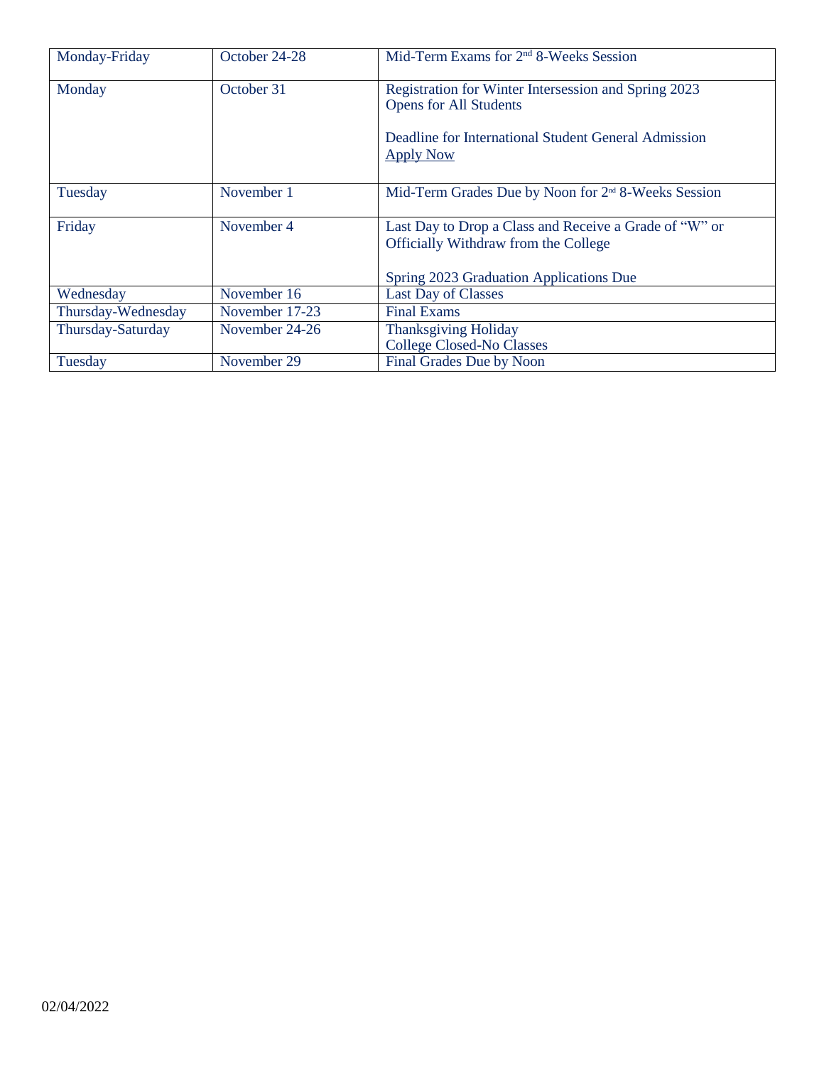| | | |
|---|---|---|
| Monday-Friday | October 24-28 | Mid-Term Exams for 2nd 8-Weeks Session |
| Monday | October 31 | Registration for Winter Intersession and Spring 2023 Opens for All Students<br><br>Deadline for International Student General Admission<br>Apply Now |
| Tuesday | November 1 | Mid-Term Grades Due by Noon for 2nd 8-Weeks Session |
| Friday | November 4 | Last Day to Drop a Class and Receive a Grade of "W" or Officially Withdraw from the College<br><br>Spring 2023 Graduation Applications Due |
| Wednesday | November 16 | Last Day of Classes |
| Thursday-Wednesday | November 17-23 | Final Exams |
| Thursday-Saturday | November 24-26 | Thanksgiving Holiday<br>College Closed-No Classes |
| Tuesday | November 29 | Final Grades Due by Noon |

02/04/2022